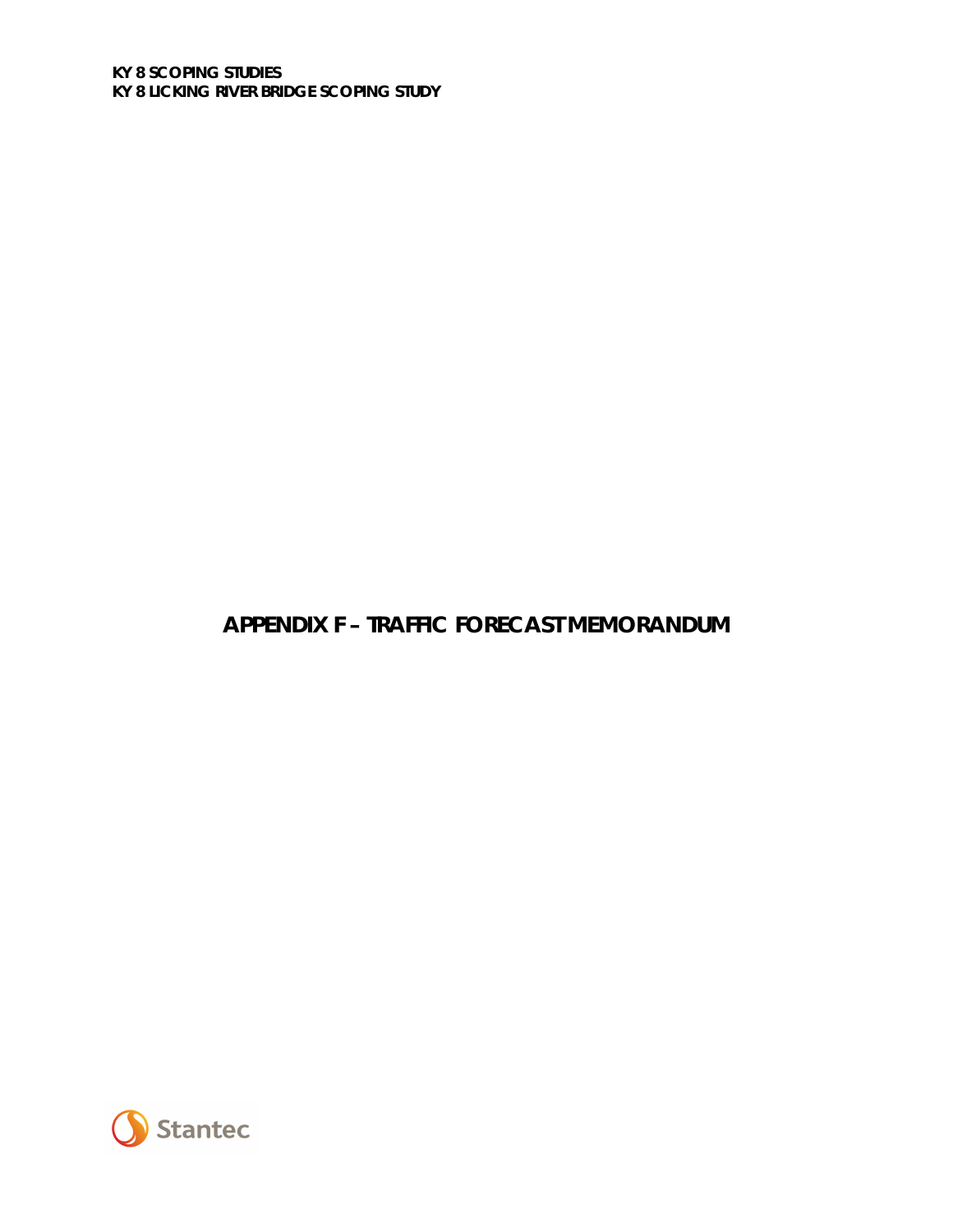KY 8 SCOPING STUDIES
KY 8 LICKING RIVER BRIDGE SCOPING STUDY

# APPENDIX F – TRAFFIC FORECAST MEMORANDUM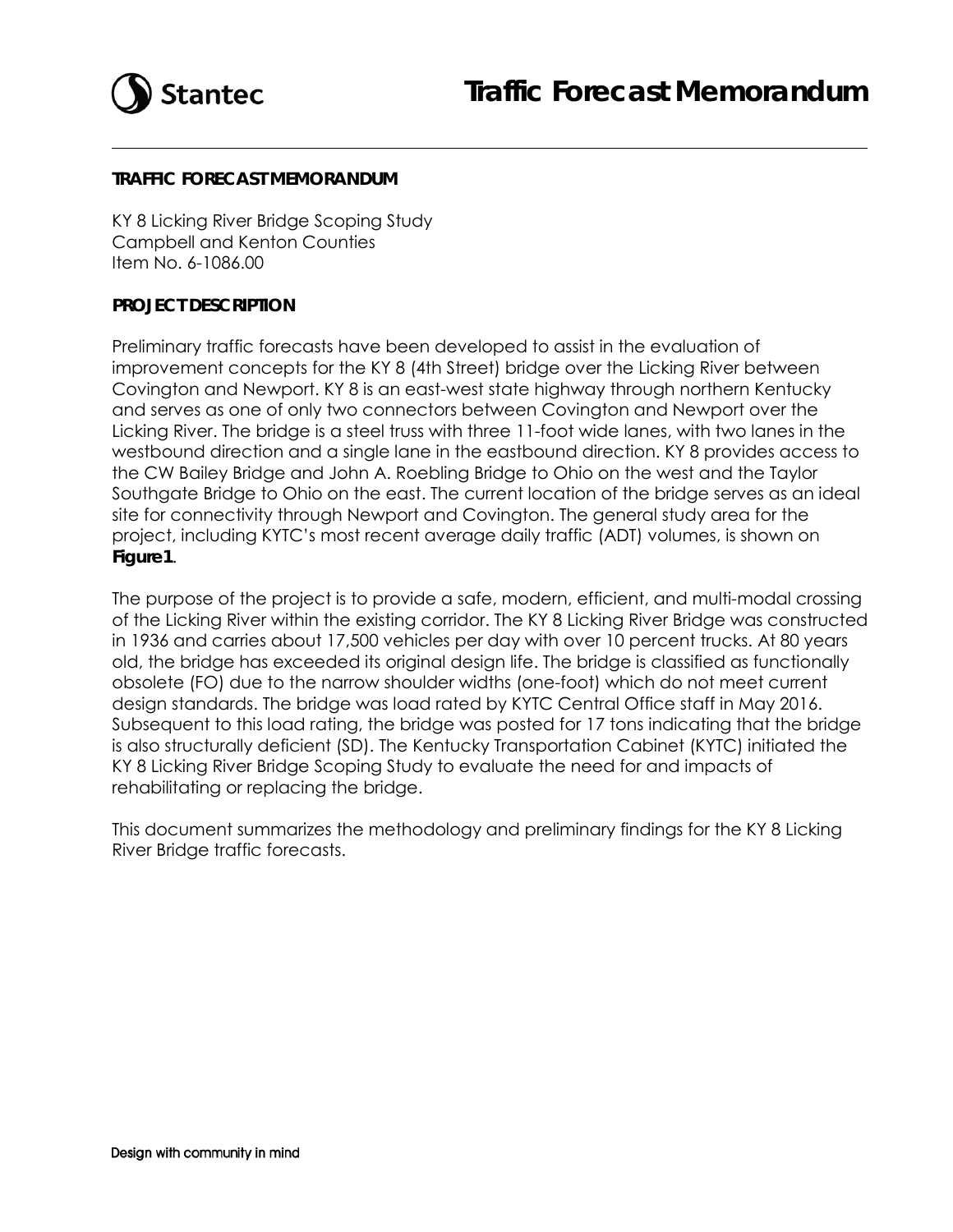# Traffic Forecast Memorandum

**TRAFFIC FORECAST MEMORANDUM**

KY 8 Licking River Bridge Scoping Study
Campbell and Kenton Counties
Item No. 6-1086.00

**PROJECT DESCRIPTION**

Preliminary traffic forecasts have been developed to assist in the evaluation of improvement concepts for the KY 8 (4th Street) bridge over the Licking River between Covington and Newport. KY 8 is an east-west state highway through northern Kentucky and serves as one of only two connectors between Covington and Newport over the Licking River. The bridge is a steel truss with three 11-foot wide lanes, with two lanes in the westbound direction and a single lane in the eastbound direction. KY 8 provides access to the CW Bailey Bridge and John A. Roebling Bridge to Ohio on the west and the Taylor Southgate Bridge to Ohio on the east. The current location of the bridge serves as an ideal site for connectivity through Newport and Covington. The general study area for the project, including KYTC's most recent average daily traffic (ADT) volumes, is shown on **Figure 1**.

The purpose of the project is to provide a safe, modern, efficient, and multi-modal crossing of the Licking River within the existing corridor. The KY 8 Licking River Bridge was constructed in 1936 and carries about 17,500 vehicles per day with over 10 percent trucks. At 80 years old, the bridge has exceeded its original design life. The bridge is classified as functionally obsolete (FO) due to the narrow shoulder widths (one-foot) which do not meet current design standards. The bridge was load rated by KYTC Central Office staff in May 2016. Subsequent to this load rating, the bridge was posted for 17 tons indicating that the bridge is also structurally deficient (SD). The Kentucky Transportation Cabinet (KYTC) initiated the KY 8 Licking River Bridge Scoping Study to evaluate the need for and impacts of rehabilitating or replacing the bridge.

This document summarizes the methodology and preliminary findings for the KY 8 Licking River Bridge traffic forecasts.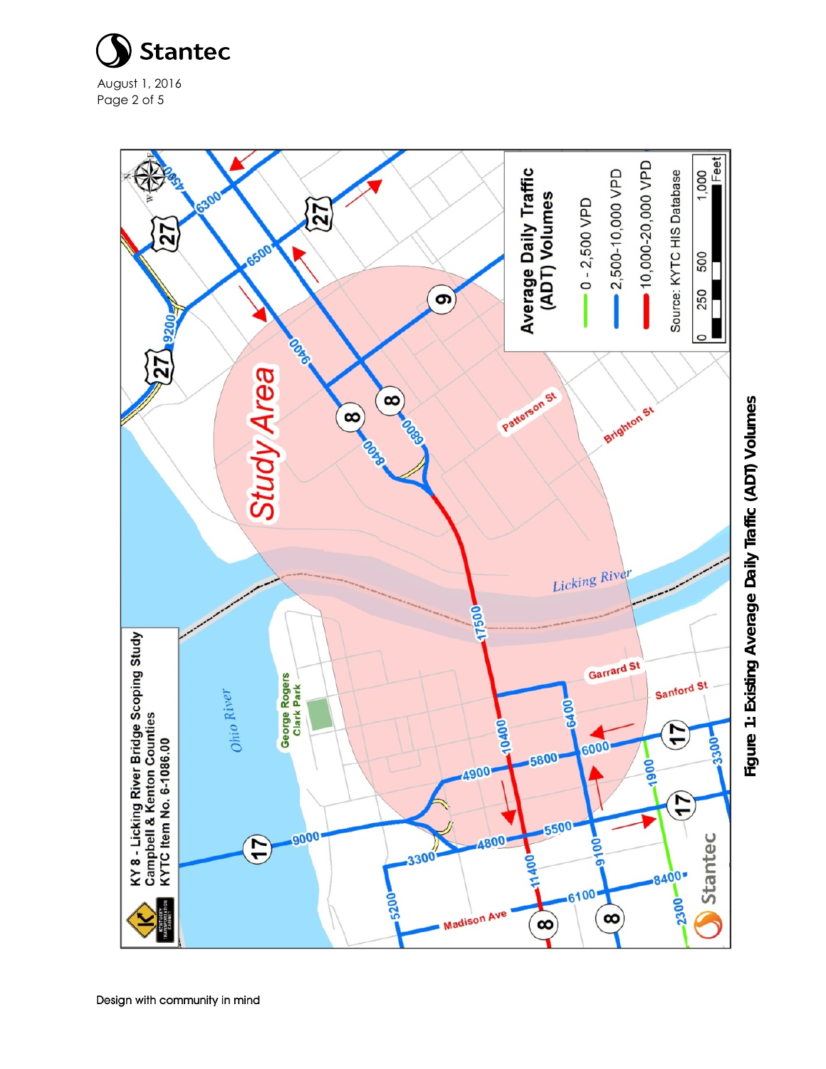Figure 1: Existing Average Daily Traffic (ADT) Volumes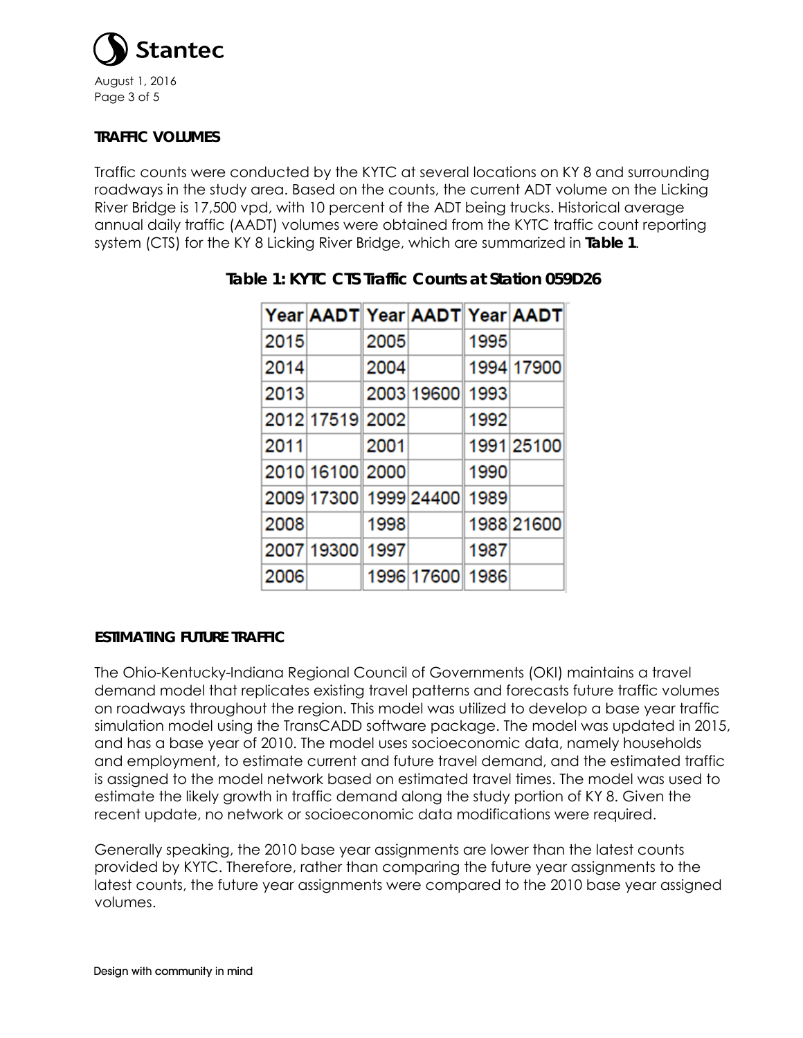## TRAFFIC VOLUMES

Traffic counts were conducted by the KYTC at several locations on KY 8 and surrounding roadways in the study area. Based on the counts, the current ADT volume on the Licking River Bridge is 17,500 vpd, with 10 percent of the ADT being trucks. Historical average annual daily traffic (AADT) volumes were obtained from the KYTC traffic count reporting system (CTS) for the KY 8 Licking River Bridge, which are summarized in **Table 1**.

**Table 1: KYTC CTS Traffic Counts at Station 059D26**

| Year | AADT | Year | AADT | Year | AADT |
|---|---|---|---|---|---|
| 2015 | | 2005 | | 1995 | |
| 2014 | | 2004 | | 1994 | 17900 |
| 2013 | | 2003 | 19600 | 1993 | |
| 2012 | 17519 | 2002 | | 1992 | |
| 2011 | | 2001 | | 1991 | 25100 |
| 2010 | 16100 | 2000 | | 1990 | |
| 2009 | 17300 | 1999 | 24400 | 1989 | |
| 2008 | | 1998 | | 1988 | 21600 |
| 2007 | 19300 | 1997 | | 1987 | |
| 2006 | | 1996 | 17600 | 1986 | |

## ESTIMATING FUTURE TRAFFIC

The Ohio-Kentucky-Indiana Regional Council of Governments (OKI) maintains a travel demand model that replicates existing travel patterns and forecasts future traffic volumes on roadways throughout the region. This model was utilized to develop a base year traffic simulation model using the TransCADD software package. The model was updated in 2015, and has a base year of 2010. The model uses socioeconomic data, namely households and employment, to estimate current and future travel demand, and the estimated traffic is assigned to the model network based on estimated travel times. The model was used to estimate the likely growth in traffic demand along the study portion of KY 8. Given the recent update, no network or socioeconomic data modifications were required.

Generally speaking, the 2010 base year assignments are lower than the latest counts provided by KYTC. Therefore, rather than comparing the future year assignments to the latest counts, the future year assignments were compared to the 2010 base year assigned volumes.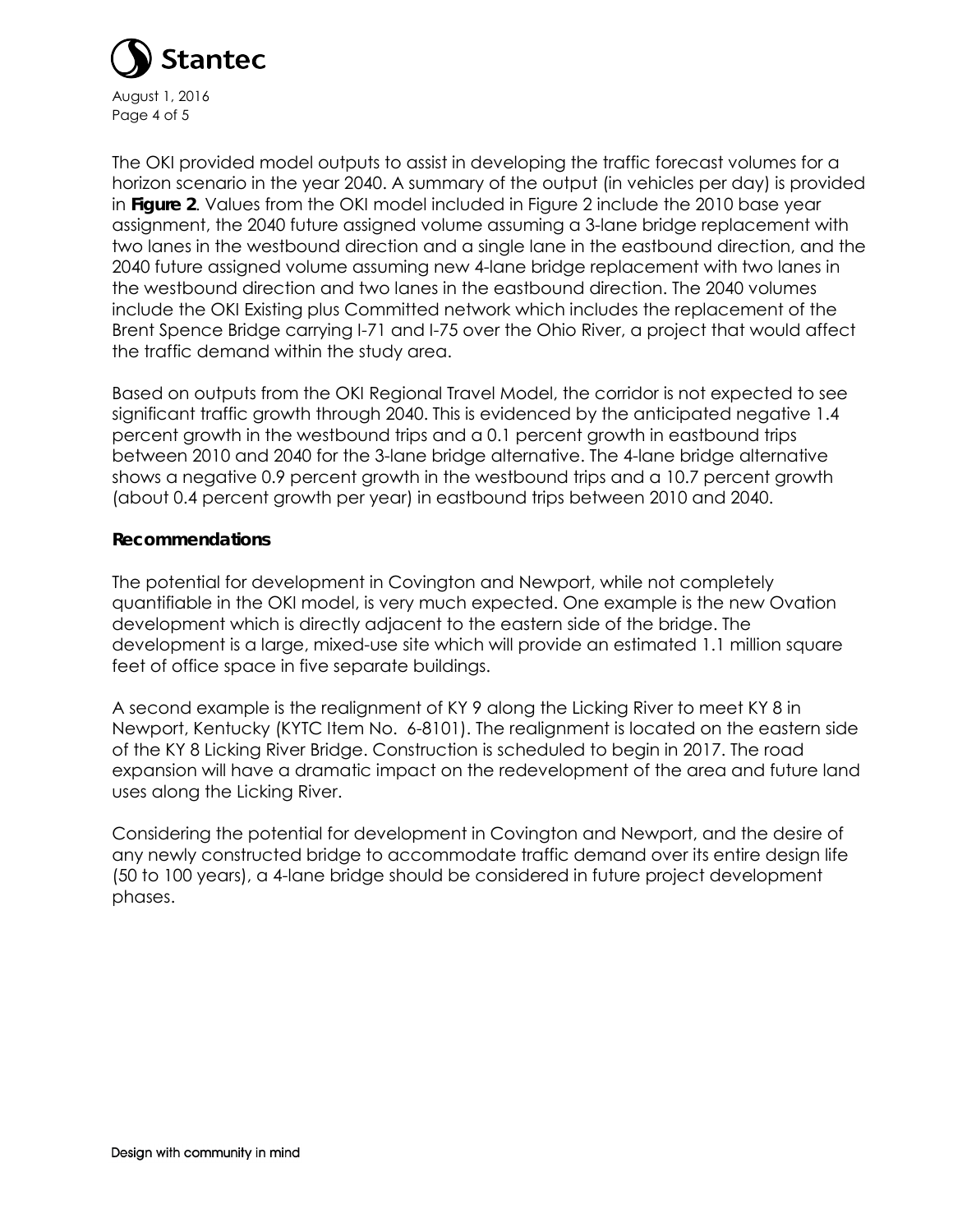The OKI provided model outputs to assist in developing the traffic forecast volumes for a horizon scenario in the year 2040. A summary of the output (in vehicles per day) is provided in **Figure 2**. Values from the OKI model included in Figure 2 include the 2010 base year assignment, the 2040 future assigned volume assuming a 3-lane bridge replacement with two lanes in the westbound direction and a single lane in the eastbound direction, and the 2040 future assigned volume assuming new 4-lane bridge replacement with two lanes in the westbound direction and two lanes in the eastbound direction. The 2040 volumes include the OKI Existing plus Committed network which includes the replacement of the Brent Spence Bridge carrying I-71 and I-75 over the Ohio River, a project that would affect the traffic demand within the study area.

Based on outputs from the OKI Regional Travel Model, the corridor is not expected to see significant traffic growth through 2040. This is evidenced by the anticipated negative 1.4 percent growth in the westbound trips and a 0.1 percent growth in eastbound trips between 2010 and 2040 for the 3-lane bridge alternative. The 4-lane bridge alternative shows a negative 0.9 percent growth in the westbound trips and a 10.7 percent growth (about 0.4 percent growth per year) in eastbound trips between 2010 and 2040.

**Recommendations**

The potential for development in Covington and Newport, while not completely quantifiable in the OKI model, is very much expected. One example is the new Ovation development which is directly adjacent to the eastern side of the bridge. The development is a large, mixed-use site which will provide an estimated 1.1 million square feet of office space in five separate buildings.

A second example is the realignment of KY 9 along the Licking River to meet KY 8 in Newport, Kentucky (KYTC Item No. 6-8101). The realignment is located on the eastern side of the KY 8 Licking River Bridge. Construction is scheduled to begin in 2017. The road expansion will have a dramatic impact on the redevelopment of the area and future land uses along the Licking River.

Considering the potential for development in Covington and Newport, and the desire of any newly constructed bridge to accommodate traffic demand over its entire design life (50 to 100 years), a 4-lane bridge should be considered in future project development phases.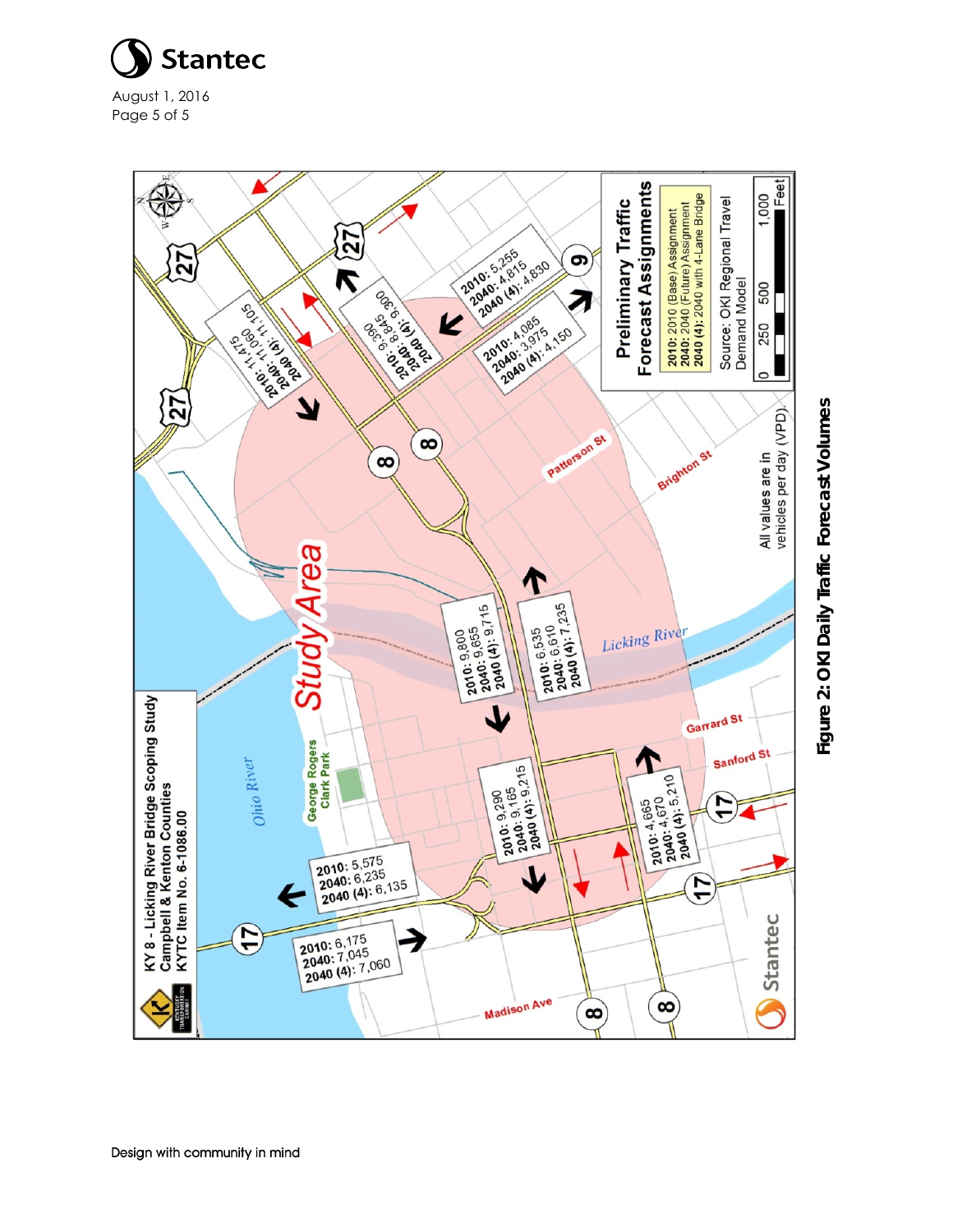KY 8 - Licking River Bridge Scoping Study
Campbell & Kenton Counties
KYTC Item No. 6-1086.00

Study Area

Preliminary Traffic Forecast Assignments

**2010:** 2010 (Base) Assignment
**2040:** 2040 (Future) Assignment
**2040 (4):** 2040 with 4-Lane Bridge

Source: OKI Regional Travel Demand Model

0 250 500 1,000 Feet

All values are in vehicles per day (VPD).

**2010:** 11,475
**2040:** 11,060
**2040 (4):** 11,105

**2010:** 9,390
**2040:** 8,845
**2040 (4):** 9,300

**2010:** 5,255
**2040:** 4,815
**2040 (4):** 4,830

**2010:** 4,085
**2040:** 3,975
**2040 (4):** 4,150

**2010:** 9,800
**2040:** 9,655
**2040 (4):** 9,715

**2010:** 6,535
**2040:** 6,610
**2040 (4):** 7,235

**2010:** 9,290
**2040:** 9,165
**2040 (4):** 9,215

**2010:** 4,665
**2040:** 4,670
**2040 (4):** 5,210

**2010:** 5,575
**2040:** 6,235
**2040 (4):** 6,135

**2010:** 6,175
**2040:** 7,045
**2040 (4):** 7,060

Ohio River
Licking River
George Rogers Clark Park
Patterson St
Brighton St
Garrard St
Sanford St
Madison Ave

**Figure 2: OKI Daily Traffic Forecast Volumes**

Design with community in mind